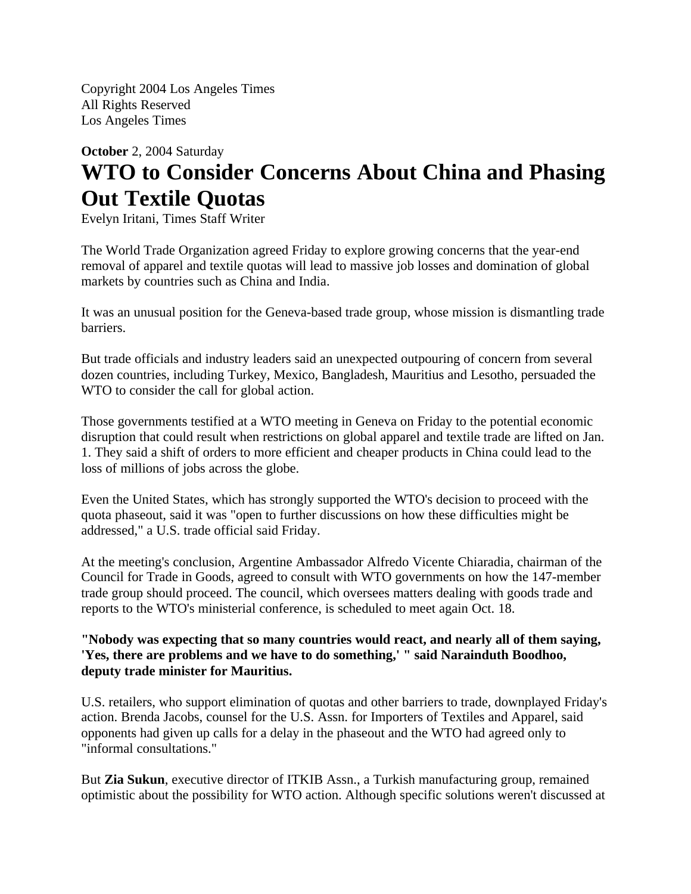Copyright 2004 Los Angeles Times
All Rights Reserved
Los Angeles Times

**October** 2, 2004 Saturday

# WTO to Consider Concerns About China and Phasing Out Textile Quotas

Evelyn Iritani, Times Staff Writer

The World Trade Organization agreed Friday to explore growing concerns that the year-end removal of apparel and textile quotas will lead to massive job losses and domination of global markets by countries such as China and India.

It was an unusual position for the Geneva-based trade group, whose mission is dismantling trade barriers.

But trade officials and industry leaders said an unexpected outpouring of concern from several dozen countries, including Turkey, Mexico, Bangladesh, Mauritius and Lesotho, persuaded the WTO to consider the call for global action.

Those governments testified at a WTO meeting in Geneva on Friday to the potential economic disruption that could result when restrictions on global apparel and textile trade are lifted on Jan. 1. They said a shift of orders to more efficient and cheaper products in China could lead to the loss of millions of jobs across the globe.

Even the United States, which has strongly supported the WTO's decision to proceed with the quota phaseout, said it was "open to further discussions on how these difficulties might be addressed," a U.S. trade official said Friday.

At the meeting's conclusion, Argentine Ambassador Alfredo Vicente Chiaradia, chairman of the Council for Trade in Goods, agreed to consult with WTO governments on how the 147-member trade group should proceed. The council, which oversees matters dealing with goods trade and reports to the WTO's ministerial conference, is scheduled to meet again Oct. 18.

**"Nobody was expecting that so many countries would react, and nearly all of them saying, 'Yes, there are problems and we have to do something,' " said Narainduth Boodhoo, deputy trade minister for Mauritius.**

U.S. retailers, who support elimination of quotas and other barriers to trade, downplayed Friday's action. Brenda Jacobs, counsel for the U.S. Assn. for Importers of Textiles and Apparel, said opponents had given up calls for a delay in the phaseout and the WTO had agreed only to "informal consultations."

But **Zia Sukun**, executive director of ITKIB Assn., a Turkish manufacturing group, remained optimistic about the possibility for WTO action. Although specific solutions weren't discussed at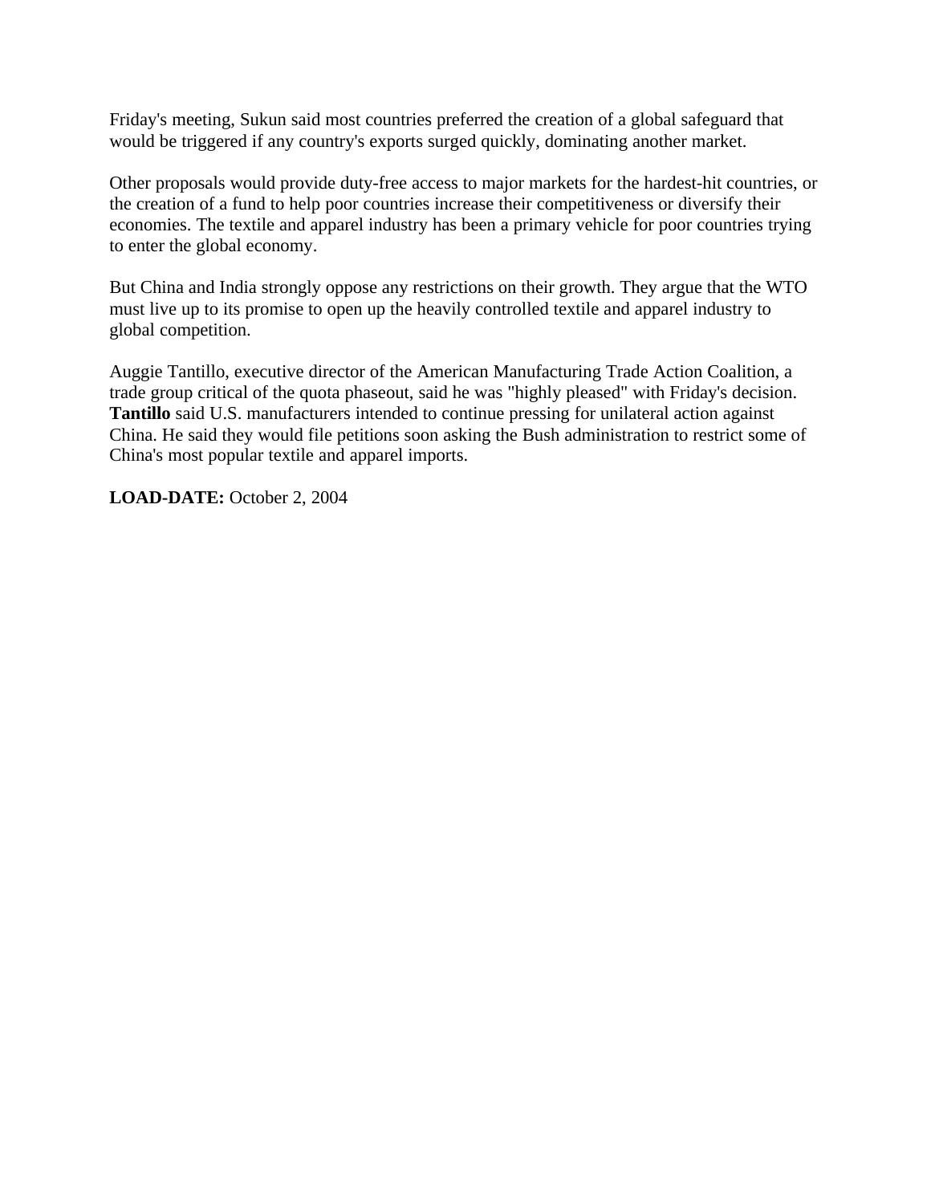Friday's meeting, Sukun said most countries preferred the creation of a global safeguard that would be triggered if any country's exports surged quickly, dominating another market.

Other proposals would provide duty-free access to major markets for the hardest-hit countries, or the creation of a fund to help poor countries increase their competitiveness or diversify their economies. The textile and apparel industry has been a primary vehicle for poor countries trying to enter the global economy.

But China and India strongly oppose any restrictions on their growth. They argue that the WTO must live up to its promise to open up the heavily controlled textile and apparel industry to global competition.

Auggie Tantillo, executive director of the American Manufacturing Trade Action Coalition, a trade group critical of the quota phaseout, said he was "highly pleased" with Friday's decision. **Tantillo** said U.S. manufacturers intended to continue pressing for unilateral action against China. He said they would file petitions soon asking the Bush administration to restrict some of China's most popular textile and apparel imports.

**LOAD-DATE:** October 2, 2004